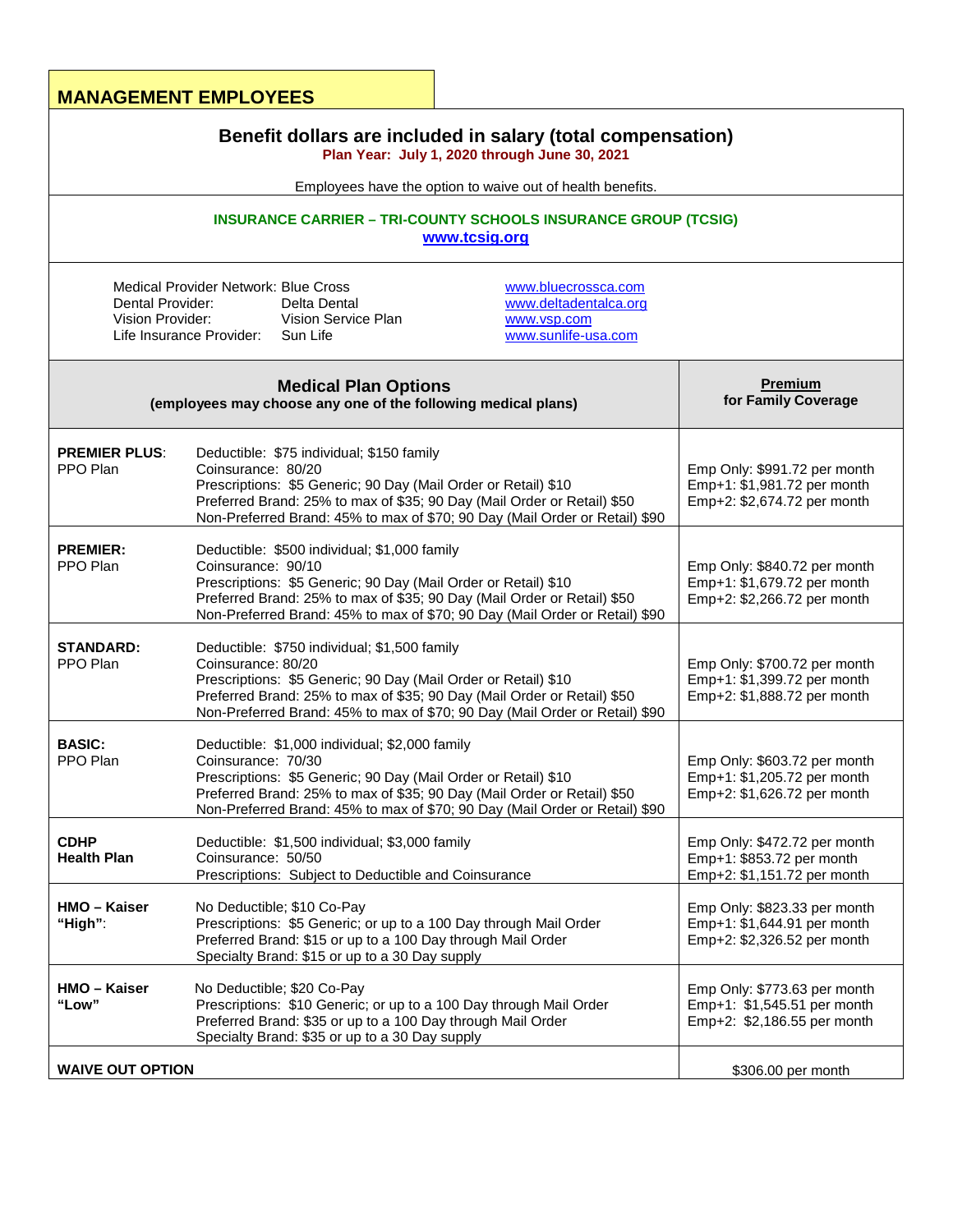# MANAGEMENT EMPLOYEES

## Benefit dollars are included in salary (total compensation)

**Plan Year: July 1, 2020 through June 30, 2021**

Employees have the option to waive out of health benefits.

**INSURANCE CARRIER – TRI-COUNTY SCHOOLS INSURANCE GROUP (TCSIG)**
**www.tcsig.org**

| | | |
|---|---|---|
| Medical Provider Network: | Blue Cross | www.bluecrossca.com |
| Dental Provider: | Delta Dental | www.deltadentalca.org |
| Vision Provider: | Vision Service Plan | www.vsp.com |
| Life Insurance Provider: | Sun Life | www.sunlife-usa.com |

| **Medical Plan Options** (employees may choose any one of the following medical plans) | | **Premium** for Family Coverage |
|---|---|---|
| **PREMIER PLUS**: PPO Plan | Deductible: $75 individual; $150 family<br>Coinsurance: 80/20<br>Prescriptions: $5 Generic; 90 Day (Mail Order or Retail) $10<br>Preferred Brand: 25% to max of $35; 90 Day (Mail Order or Retail) $50<br>Non-Preferred Brand: 45% to max of $70; 90 Day (Mail Order or Retail) $90 | Emp Only: $991.72 per month<br>Emp+1: $1,981.72 per month<br>Emp+2: $2,674.72 per month |
| **PREMIER:** PPO Plan | Deductible: $500 individual; $1,000 family<br>Coinsurance: 90/10<br>Prescriptions: $5 Generic; 90 Day (Mail Order or Retail) $10<br>Preferred Brand: 25% to max of $35; 90 Day (Mail Order or Retail) $50<br>Non-Preferred Brand: 45% to max of $70; 90 Day (Mail Order or Retail) $90 | Emp Only: $840.72 per month<br>Emp+1: $1,679.72 per month<br>Emp+2: $2,266.72 per month |
| **STANDARD:** PPO Plan | Deductible: $750 individual; $1,500 family<br>Coinsurance: 80/20<br>Prescriptions: $5 Generic; 90 Day (Mail Order or Retail) $10<br>Preferred Brand: 25% to max of $35; 90 Day (Mail Order or Retail) $50<br>Non-Preferred Brand: 45% to max of $70; 90 Day (Mail Order or Retail) $90 | Emp Only: $700.72 per month<br>Emp+1: $1,399.72 per month<br>Emp+2: $1,888.72 per month |
| **BASIC:** PPO Plan | Deductible: $1,000 individual; $2,000 family<br>Coinsurance: 70/30<br>Prescriptions: $5 Generic; 90 Day (Mail Order or Retail) $10<br>Preferred Brand: 25% to max of $35; 90 Day (Mail Order or Retail) $50<br>Non-Preferred Brand: 45% to max of $70; 90 Day (Mail Order or Retail) $90 | Emp Only: $603.72 per month<br>Emp+1: $1,205.72 per month<br>Emp+2: $1,626.72 per month |
| **CDHP Health Plan** | Deductible: $1,500 individual; $3,000 family<br>Coinsurance: 50/50<br>Prescriptions: Subject to Deductible and Coinsurance | Emp Only: $472.72 per month<br>Emp+1: $853.72 per month<br>Emp+2: $1,151.72 per month |
| **HMO – Kaiser "High"**: | No Deductible; $10 Co-Pay<br>Prescriptions: $5 Generic; or up to a 100 Day through Mail Order<br>Preferred Brand: $15 or up to a 100 Day through Mail Order<br>Specialty Brand: $15 or up to a 30 Day supply | Emp Only: $823.33 per month<br>Emp+1: $1,644.91 per month<br>Emp+2: $2,326.52 per month |
| **HMO – Kaiser "Low"** | No Deductible; $20 Co-Pay<br>Prescriptions: $10 Generic; or up to a 100 Day through Mail Order<br>Preferred Brand: $35 or up to a 100 Day through Mail Order<br>Specialty Brand: $35 or up to a 30 Day supply | Emp Only: $773.63 per month<br>Emp+1: $1,545.51 per month<br>Emp+2: $2,186.55 per month |
| **WAIVE OUT OPTION** | | $306.00 per month |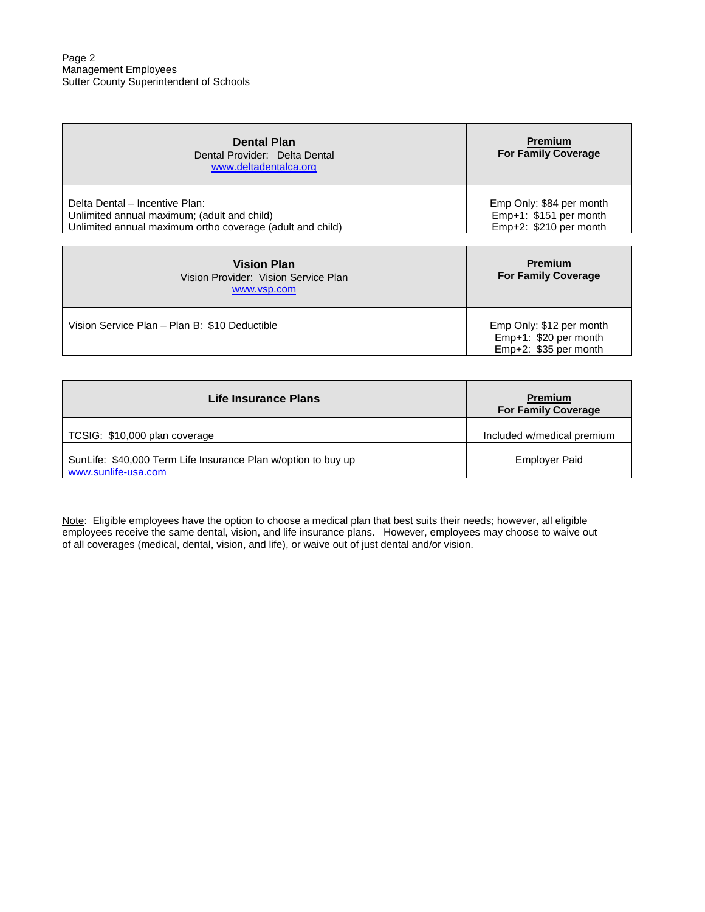| **Dental Plan**<br>Dental Provider: Delta Dental<br>www.deltadentalca.org | **Premium**<br>**For Family Coverage** |
|---|---|
| Delta Dental – Incentive Plan:<br>Unlimited annual maximum; (adult and child)<br>Unlimited annual maximum ortho coverage (adult and child) | Emp Only: $84 per month<br>Emp+1: $151 per month<br>Emp+2: $210 per month |

| **Vision Plan**<br>Vision Provider: Vision Service Plan<br>www.vsp.com | **Premium**<br>**For Family Coverage** |
|---|---|
| Vision Service Plan – Plan B: $10 Deductible | Emp Only: $12 per month<br>Emp+1: $20 per month<br>Emp+2: $35 per month |

| **Life Insurance Plans** | **Premium**<br>**For Family Coverage** |
|---|---|
| TCSIG: $10,000 plan coverage | Included w/medical premium |
| SunLife: $40,000 Term Life Insurance Plan w/option to buy up<br>www.sunlife-usa.com | Employer Paid |

Note: Eligible employees have the option to choose a medical plan that best suits their needs; however, all eligible employees receive the same dental, vision, and life insurance plans. However, employees may choose to waive out of all coverages (medical, dental, vision, and life), or waive out of just dental and/or vision.